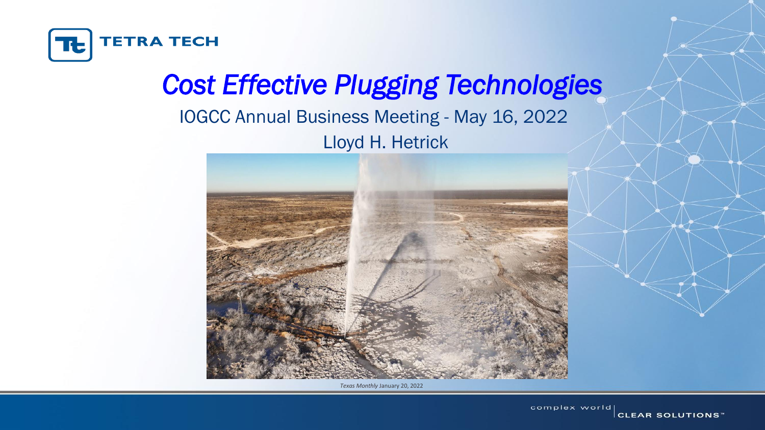TETRA TECH

# *Cost Effective Plugging Technologies*

IOGCC Annual Business Meeting - May 16, 2022

Lloyd H. Hetrick

*Texas Monthly* January 20, 2022

complex world | CLEAR SOLUTIONS™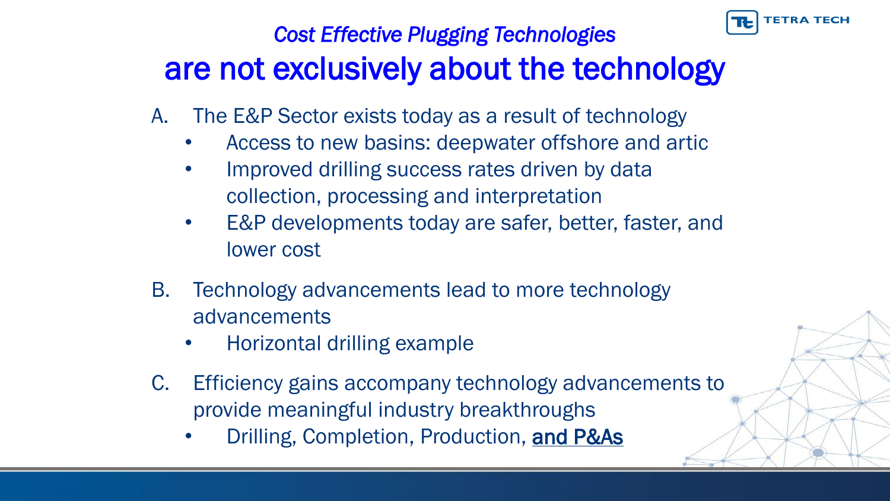# *Cost Effective Plugging Technologies* are not exclusively about the technology

A. The E&P Sector exists today as a result of technology
   - Access to new basins: deepwater offshore and artic
   - Improved drilling success rates driven by data collection, processing and interpretation
   - E&P developments today are safer, better, faster, and lower cost

B. Technology advancements lead to more technology advancements
   - Horizontal drilling example

C. Efficiency gains accompany technology advancements to provide meaningful industry breakthroughs
   - Drilling, Completion, Production, <u>and P&As</u>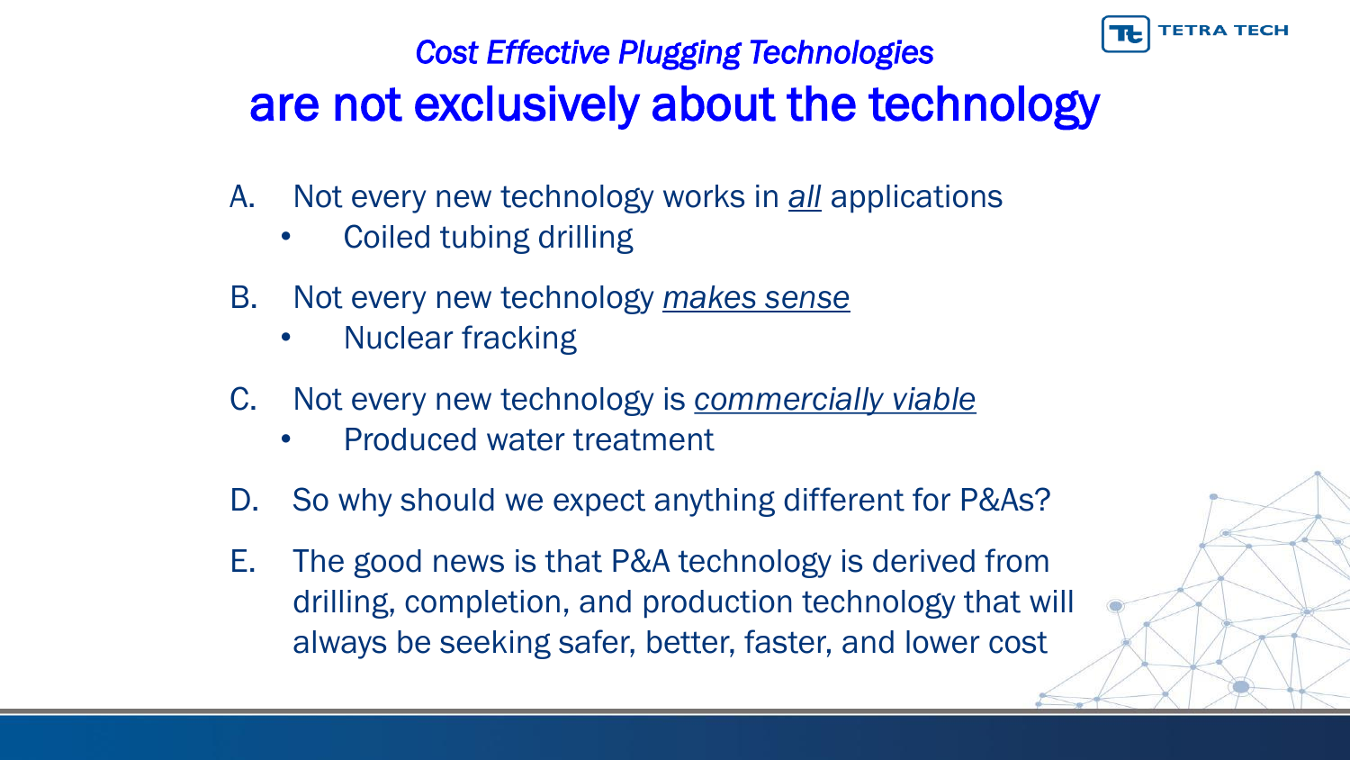## *Cost Effective Plugging Technologies*

# are not exclusively about the technology

A. Not every new technology works in *all* applications
   - Coiled tubing drilling

B. Not every new technology *makes sense*
   - Nuclear fracking

C. Not every new technology is *commercially viable*
   - Produced water treatment

D. So why should we expect anything different for P&As?

E. The good news is that P&A technology is derived from drilling, completion, and production technology that will always be seeking safer, better, faster, and lower cost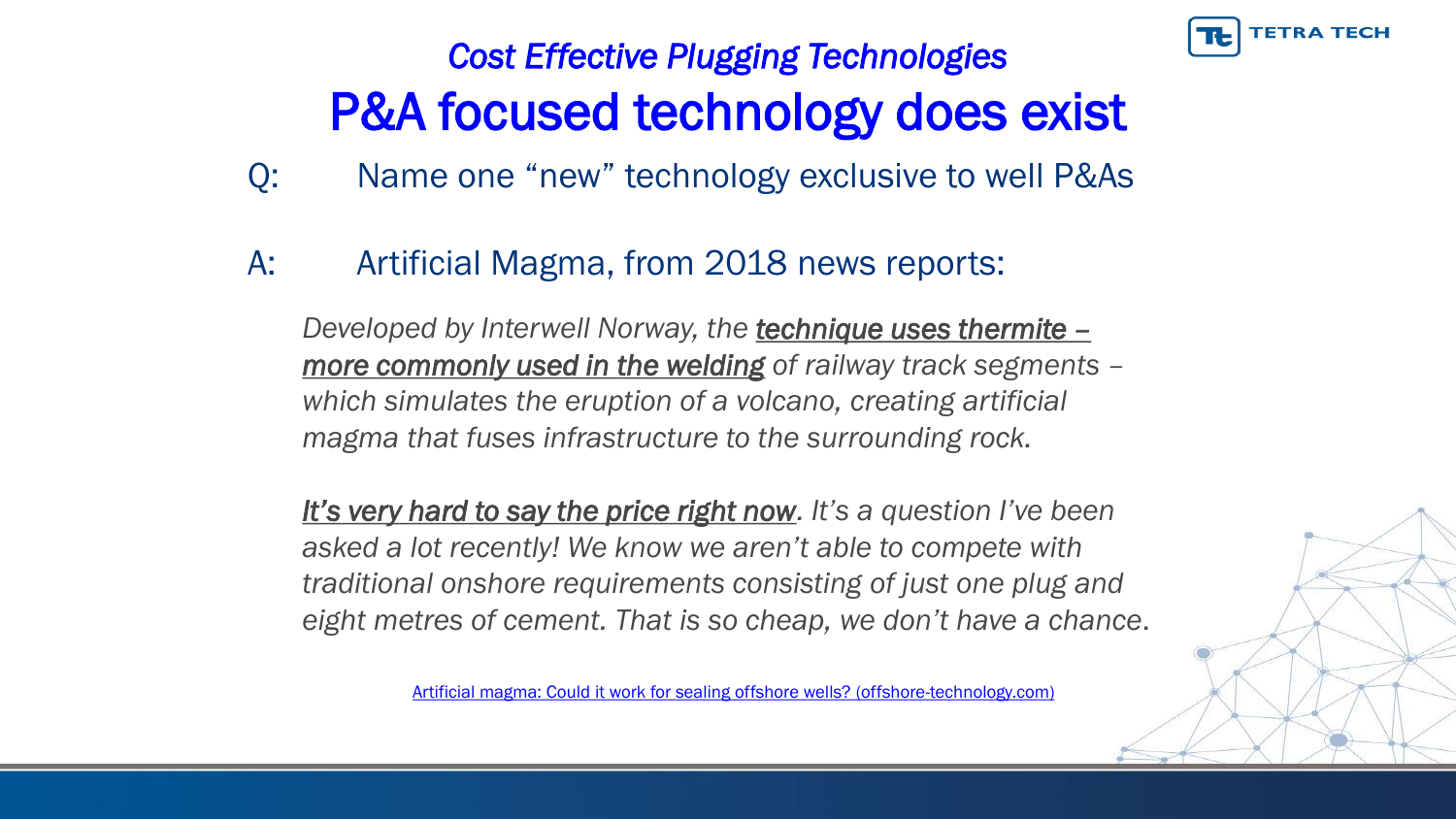*Cost Effective Plugging Technologies*

# P&A focused technology does exist

Q: Name one "new" technology exclusive to well P&As

A: Artificial Magma, from 2018 news reports:

*Developed by Interwell Norway, the **<u>technique uses thermite – more commonly used in the welding</u>** of railway track segments – which simulates the eruption of a volcano, creating artificial magma that fuses infrastructure to the surrounding rock.*

***<u>It's very hard to say the price right now</u>**. It's a question I've been asked a lot recently! We know we aren't able to compete with traditional onshore requirements consisting of just one plug and eight metres of cement. That is so cheap, we don't have a chance*.

[Artificial magma: Could it work for sealing offshore wells? (offshore-technology.com)]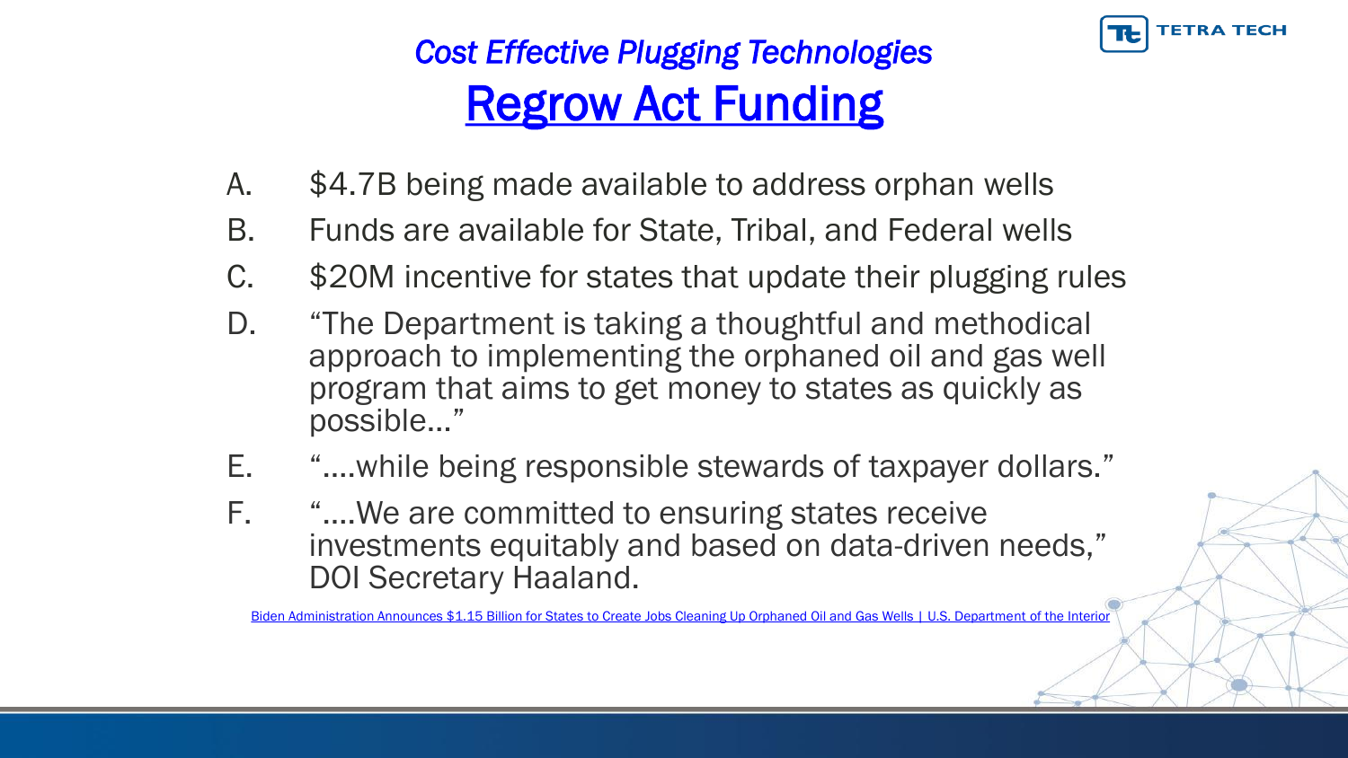## *Cost Effective Plugging Technologies*

# Regrow Act Funding

A. $4.7B being made available to address orphan wells

B. Funds are available for State, Tribal, and Federal wells

C. $20M incentive for states that update their plugging rules

D. "The Department is taking a thoughtful and methodical approach to implementing the orphaned oil and gas well program that aims to get money to states as quickly as possible…"

E. "….while being responsible stewards of taxpayer dollars."

F. "….We are committed to ensuring states receive investments equitably and based on data-driven needs," DOI Secretary Haaland.

Biden Administration Announces $1.15 Billion for States to Create Jobs Cleaning Up Orphaned Oil and Gas Wells | U.S. Department of the Interior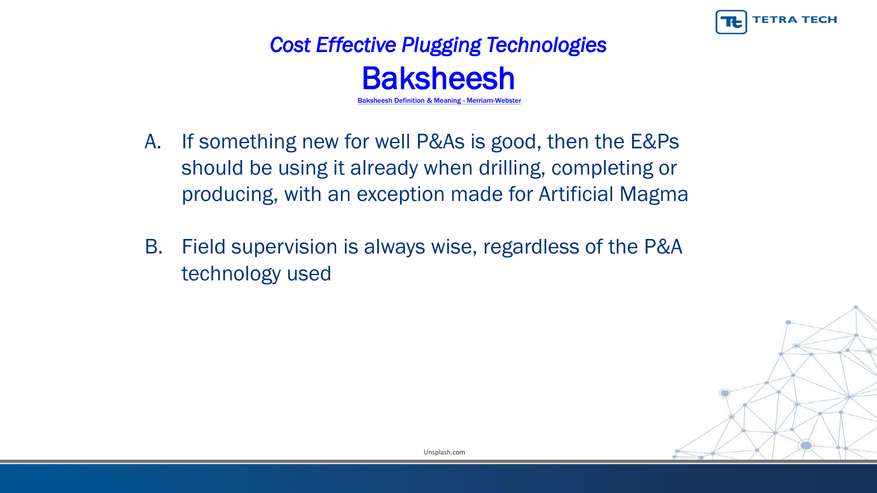## *Cost Effective Plugging Technologies*

# Baksheesh

Baksheesh Definition & Meaning - Merriam-Webster

A. If something new for well P&As is good, then the E&Ps should be using it already when drilling, completing or producing, with an exception made for Artificial Magma

B. Field supervision is always wise, regardless of the P&A technology used

Unsplash.com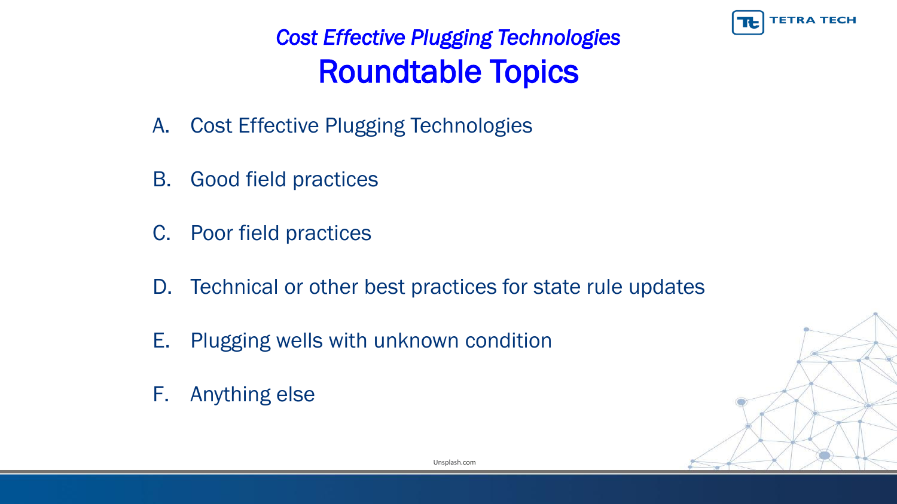*Cost Effective Plugging Technologies*

# Roundtable Topics

A. Cost Effective Plugging Technologies

B. Good field practices

C. Poor field practices

D. Technical or other best practices for state rule updates

E. Plugging wells with unknown condition

F. Anything else

Unsplash.com